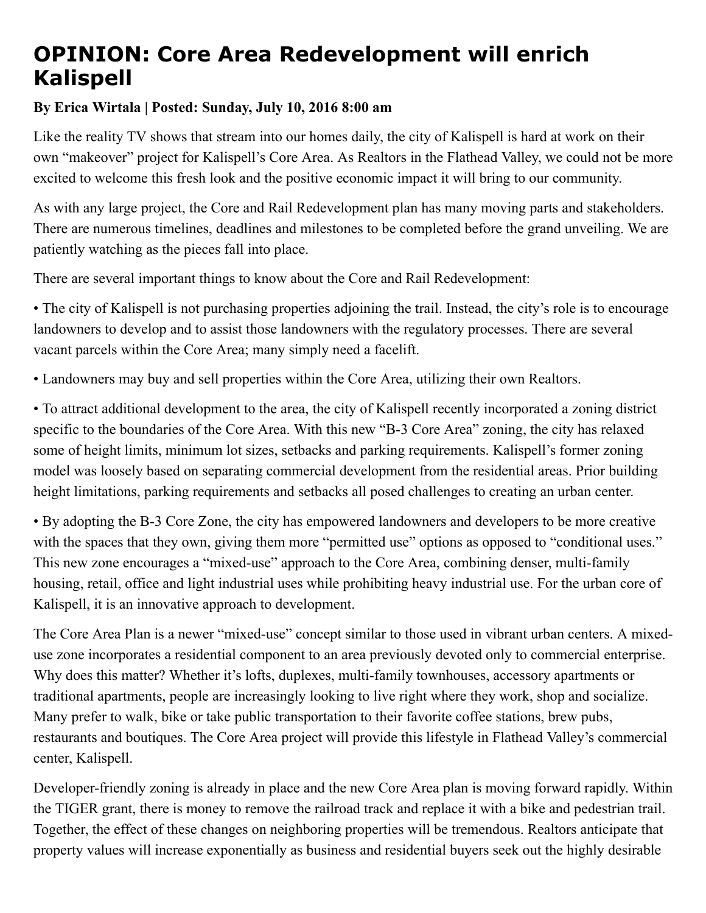# OPINION: Core Area Redevelopment will enrich Kalispell

**By Erica Wirtala | Posted: Sunday, July 10, 2016 8:00 am**

Like the reality TV shows that stream into our homes daily, the city of Kalispell is hard at work on their own "makeover" project for Kalispell's Core Area. As Realtors in the Flathead Valley, we could not be more excited to welcome this fresh look and the positive economic impact it will bring to our community.

As with any large project, the Core and Rail Redevelopment plan has many moving parts and stakeholders. There are numerous timelines, deadlines and milestones to be completed before the grand unveiling. We are patiently watching as the pieces fall into place.

There are several important things to know about the Core and Rail Redevelopment:

• The city of Kalispell is not purchasing properties adjoining the trail. Instead, the city's role is to encourage landowners to develop and to assist those landowners with the regulatory processes. There are several vacant parcels within the Core Area; many simply need a facelift.

• Landowners may buy and sell properties within the Core Area, utilizing their own Realtors.

• To attract additional development to the area, the city of Kalispell recently incorporated a zoning district specific to the boundaries of the Core Area. With this new "B-3 Core Area" zoning, the city has relaxed some of height limits, minimum lot sizes, setbacks and parking requirements. Kalispell's former zoning model was loosely based on separating commercial development from the residential areas. Prior building height limitations, parking requirements and setbacks all posed challenges to creating an urban center.

• By adopting the B-3 Core Zone, the city has empowered landowners and developers to be more creative with the spaces that they own, giving them more "permitted use" options as opposed to "conditional uses." This new zone encourages a "mixed-use" approach to the Core Area, combining denser, multi-family housing, retail, office and light industrial uses while prohibiting heavy industrial use. For the urban core of Kalispell, it is an innovative approach to development.

The Core Area Plan is a newer "mixed-use" concept similar to those used in vibrant urban centers. A mixed-use zone incorporates a residential component to an area previously devoted only to commercial enterprise. Why does this matter? Whether it's lofts, duplexes, multi-family townhouses, accessory apartments or traditional apartments, people are increasingly looking to live right where they work, shop and socialize. Many prefer to walk, bike or take public transportation to their favorite coffee stations, brew pubs, restaurants and boutiques. The Core Area project will provide this lifestyle in Flathead Valley's commercial center, Kalispell.

Developer-friendly zoning is already in place and the new Core Area plan is moving forward rapidly. Within the TIGER grant, there is money to remove the railroad track and replace it with a bike and pedestrian trail. Together, the effect of these changes on neighboring properties will be tremendous. Realtors anticipate that property values will increase exponentially as business and residential buyers seek out the highly desirable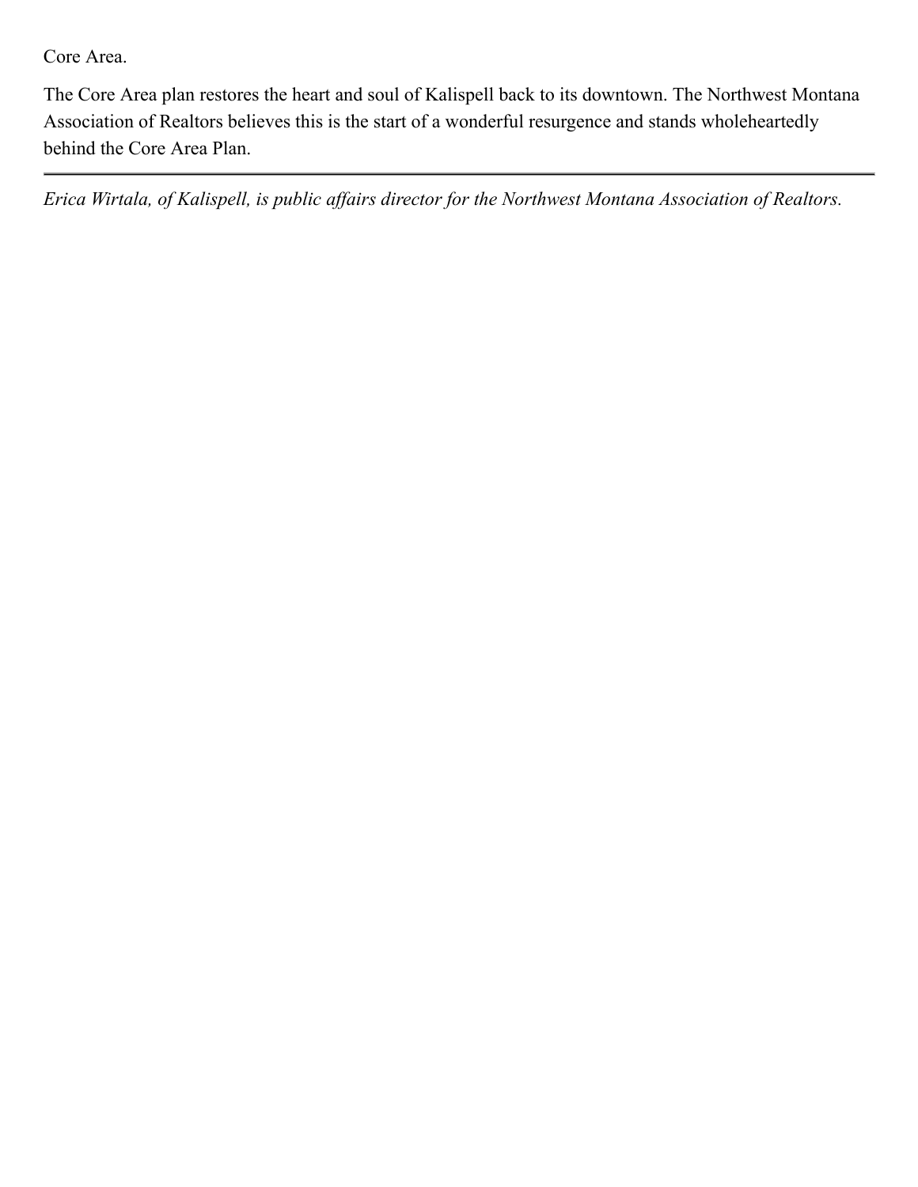Core Area.

The Core Area plan restores the heart and soul of Kalispell back to its downtown. The Northwest Montana Association of Realtors believes this is the start of a wonderful resurgence and stands wholeheartedly behind the Core Area Plan.

---

*Erica Wirtala, of Kalispell, is public affairs director for the Northwest Montana Association of Realtors.*